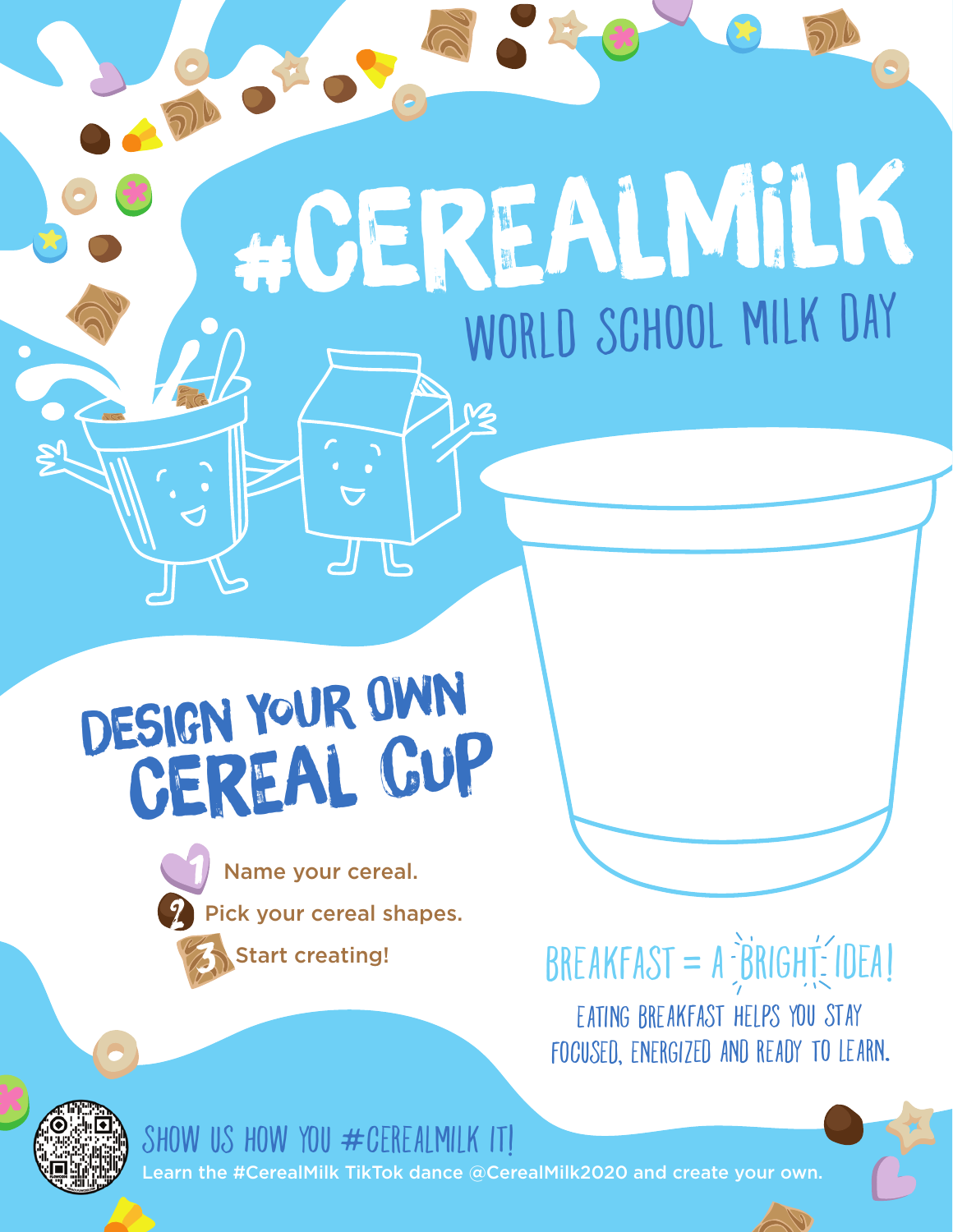# #CEREALMILK

## WORLD SCHOOL MILK DAY

## DESIGN YOUR OWN CEREAL CUP

1. Name your cereal.
2. Pick your cereal shapes.
3. Start creating!

### BREAKFAST = A BRIGHT IDEA!

EATING BREAKFAST HELPS YOU STAY FOCUSED, ENERGIZED AND READY TO LEARN.

### SHOW US HOW YOU #CEREALMILK IT!

Learn the #CerealMilk TikTok dance @CerealMilk2020 and create your own.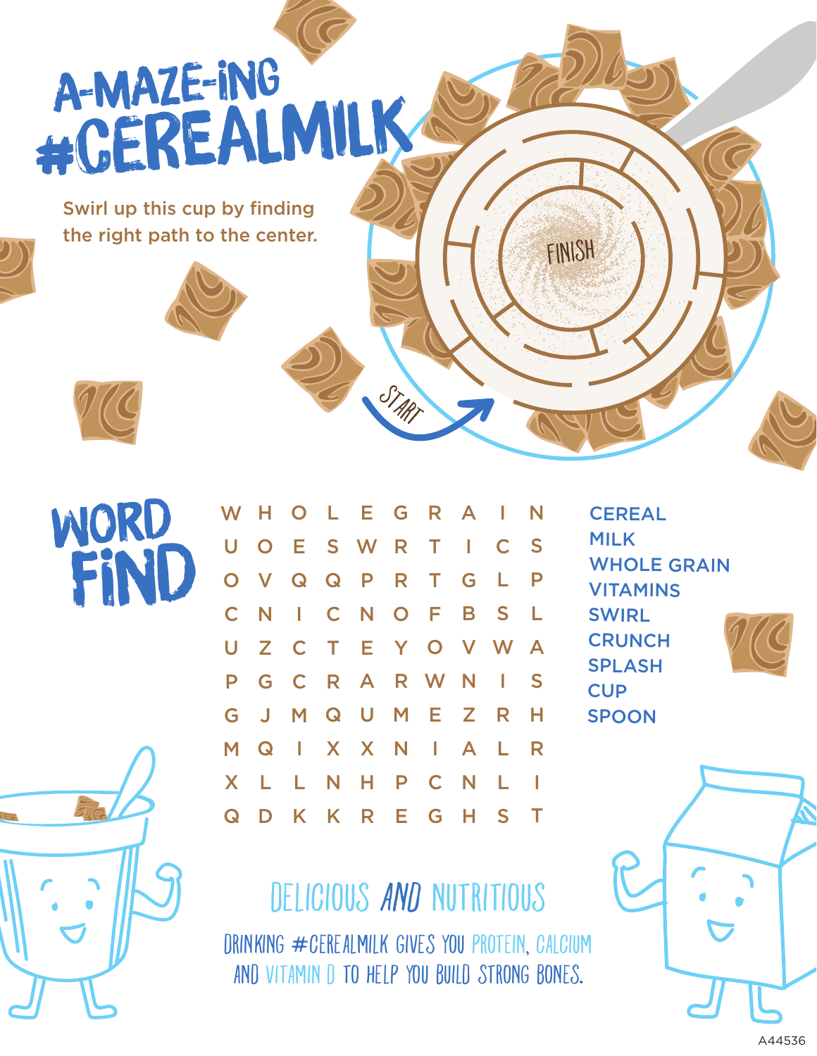# A-MAZE-ING #CEREALMILK

Swirl up this cup by finding the right path to the center.

START

FINISH

## WORD FIND

| | | | | | | | | | |
|---|---|---|---|---|---|---|---|---|---|
| W | H | O | L | E | G | R | A | I | N |
| U | O | E | S | W | R | T | I | C | S |
| O | V | Q | Q | P | R | T | G | L | P |
| C | N | I | C | N | O | F | B | S | L |
| U | Z | C | T | E | Y | O | V | W | A |
| P | G | C | R | A | R | W | N | I | S |
| G | J | M | Q | U | M | E | Z | R | H |
| M | Q | I | X | X | N | I | A | L | R |
| X | L | L | N | H | P | C | N | L | I |
| Q | D | K | K | R | E | G | H | S | T |

- CEREAL
- MILK
- WHOLE GRAIN
- VITAMINS
- SWIRL
- CRUNCH
- SPLASH
- CUP
- SPOON

## DELICIOUS *AND* NUTRITIOUS

DRINKING #CEREALMILK GIVES YOU PROTEIN, CALCIUM AND VITAMIN D TO HELP YOU BUILD STRONG BONES.

A44536